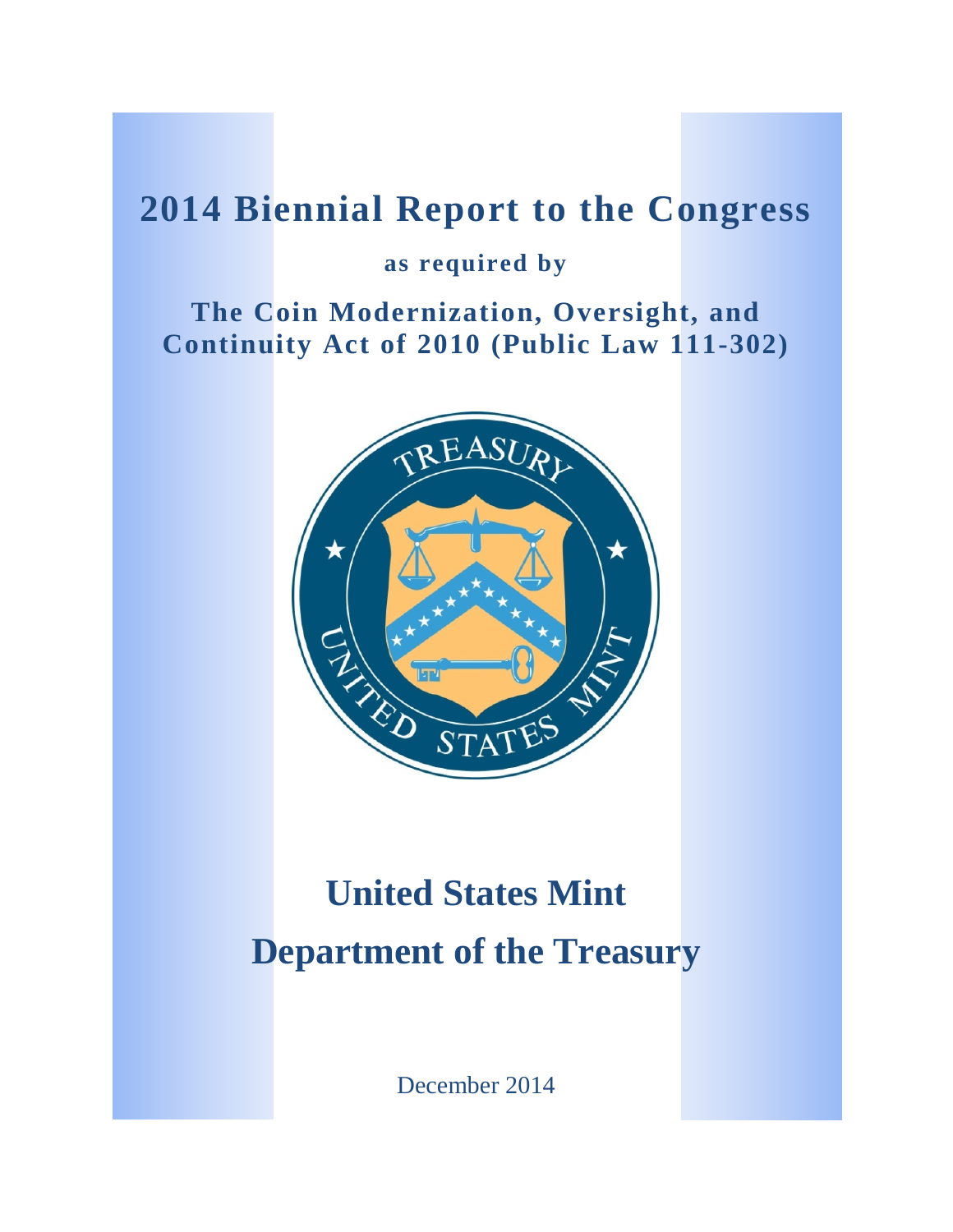# 2014 Biennial Report to the Congress

**as required by**

**The Coin Modernization, Oversight, and Continuity Act of 2010 (Public Law 111-302)**

# United States Mint

# Department of the Treasury

December 2014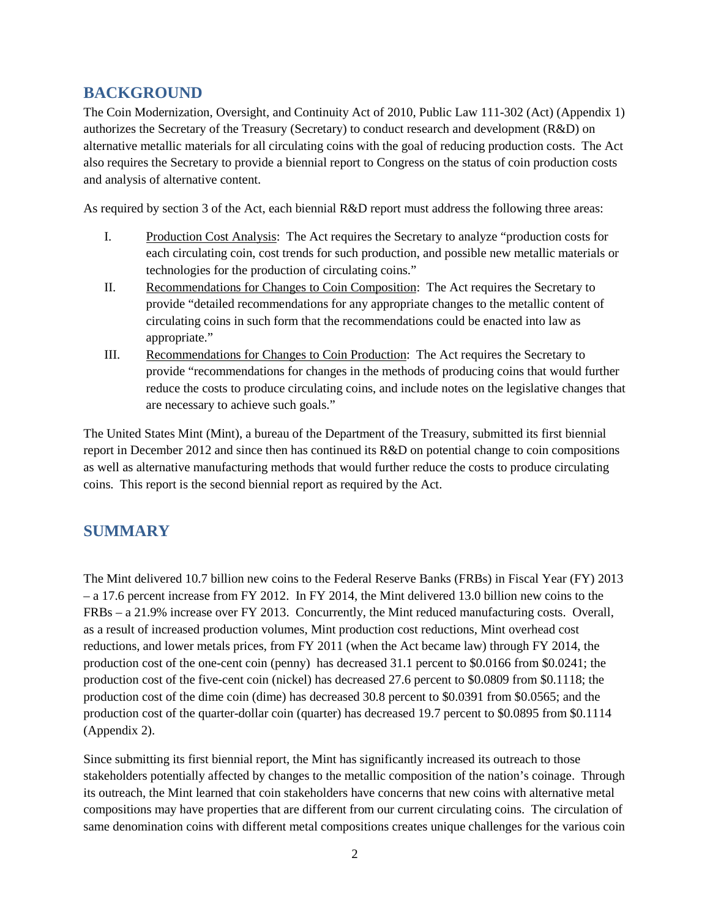## BACKGROUND

The Coin Modernization, Oversight, and Continuity Act of 2010, Public Law 111-302 (Act) (Appendix 1) authorizes the Secretary of the Treasury (Secretary) to conduct research and development (R&D) on alternative metallic materials for all circulating coins with the goal of reducing production costs. The Act also requires the Secretary to provide a biennial report to Congress on the status of coin production costs and analysis of alternative content.

As required by section 3 of the Act, each biennial R&D report must address the following three areas:

I. Production Cost Analysis: The Act requires the Secretary to analyze "production costs for each circulating coin, cost trends for such production, and possible new metallic materials or technologies for the production of circulating coins."

II. Recommendations for Changes to Coin Composition: The Act requires the Secretary to provide "detailed recommendations for any appropriate changes to the metallic content of circulating coins in such form that the recommendations could be enacted into law as appropriate."

III. Recommendations for Changes to Coin Production: The Act requires the Secretary to provide "recommendations for changes in the methods of producing coins that would further reduce the costs to produce circulating coins, and include notes on the legislative changes that are necessary to achieve such goals."

The United States Mint (Mint), a bureau of the Department of the Treasury, submitted its first biennial report in December 2012 and since then has continued its R&D on potential change to coin compositions as well as alternative manufacturing methods that would further reduce the costs to produce circulating coins. This report is the second biennial report as required by the Act.

## SUMMARY

The Mint delivered 10.7 billion new coins to the Federal Reserve Banks (FRBs) in Fiscal Year (FY) 2013 – a 17.6 percent increase from FY 2012. In FY 2014, the Mint delivered 13.0 billion new coins to the FRBs – a 21.9% increase over FY 2013. Concurrently, the Mint reduced manufacturing costs. Overall, as a result of increased production volumes, Mint production cost reductions, Mint overhead cost reductions, and lower metals prices, from FY 2011 (when the Act became law) through FY 2014, the production cost of the one-cent coin (penny) has decreased 31.1 percent to $0.0166 from $0.0241; the production cost of the five-cent coin (nickel) has decreased 27.6 percent to $0.0809 from $0.1118; the production cost of the dime coin (dime) has decreased 30.8 percent to $0.0391 from $0.0565; and the production cost of the quarter-dollar coin (quarter) has decreased 19.7 percent to $0.0895 from $0.1114 (Appendix 2).

Since submitting its first biennial report, the Mint has significantly increased its outreach to those stakeholders potentially affected by changes to the metallic composition of the nation's coinage. Through its outreach, the Mint learned that coin stakeholders have concerns that new coins with alternative metal compositions may have properties that are different from our current circulating coins. The circulation of same denomination coins with different metal compositions creates unique challenges for the various coin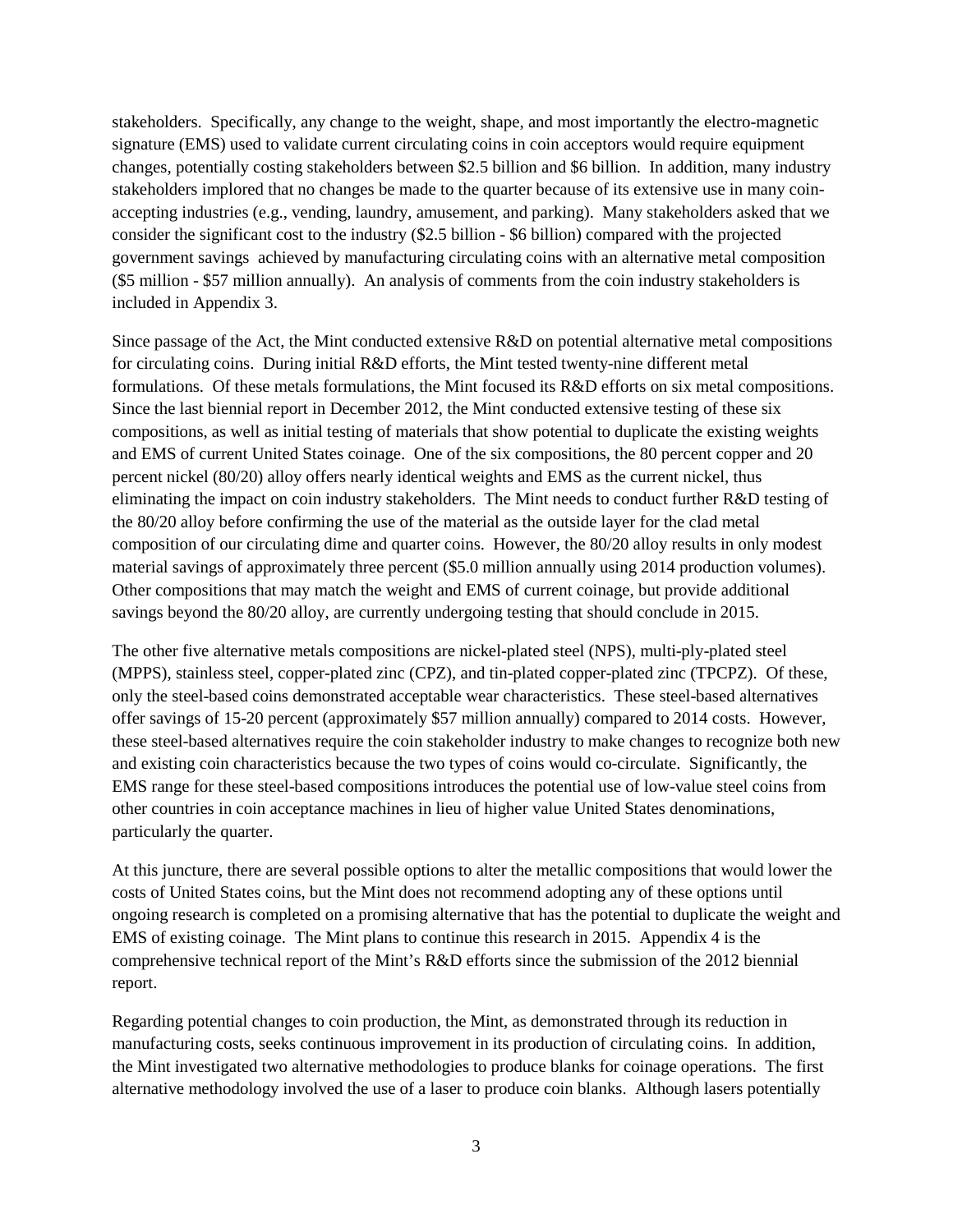stakeholders. Specifically, any change to the weight, shape, and most importantly the electro-magnetic signature (EMS) used to validate current circulating coins in coin acceptors would require equipment changes, potentially costing stakeholders between $2.5 billion and $6 billion. In addition, many industry stakeholders implored that no changes be made to the quarter because of its extensive use in many coin-accepting industries (e.g., vending, laundry, amusement, and parking). Many stakeholders asked that we consider the significant cost to the industry ($2.5 billion - $6 billion) compared with the projected government savings achieved by manufacturing circulating coins with an alternative metal composition ($5 million - $57 million annually). An analysis of comments from the coin industry stakeholders is included in Appendix 3.

Since passage of the Act, the Mint conducted extensive R&D on potential alternative metal compositions for circulating coins. During initial R&D efforts, the Mint tested twenty-nine different metal formulations. Of these metals formulations, the Mint focused its R&D efforts on six metal compositions. Since the last biennial report in December 2012, the Mint conducted extensive testing of these six compositions, as well as initial testing of materials that show potential to duplicate the existing weights and EMS of current United States coinage. One of the six compositions, the 80 percent copper and 20 percent nickel (80/20) alloy offers nearly identical weights and EMS as the current nickel, thus eliminating the impact on coin industry stakeholders. The Mint needs to conduct further R&D testing of the 80/20 alloy before confirming the use of the material as the outside layer for the clad metal composition of our circulating dime and quarter coins. However, the 80/20 alloy results in only modest material savings of approximately three percent ($5.0 million annually using 2014 production volumes). Other compositions that may match the weight and EMS of current coinage, but provide additional savings beyond the 80/20 alloy, are currently undergoing testing that should conclude in 2015.

The other five alternative metals compositions are nickel-plated steel (NPS), multi-ply-plated steel (MPPS), stainless steel, copper-plated zinc (CPZ), and tin-plated copper-plated zinc (TPCPZ). Of these, only the steel-based coins demonstrated acceptable wear characteristics. These steel-based alternatives offer savings of 15-20 percent (approximately $57 million annually) compared to 2014 costs. However, these steel-based alternatives require the coin stakeholder industry to make changes to recognize both new and existing coin characteristics because the two types of coins would co-circulate. Significantly, the EMS range for these steel-based compositions introduces the potential use of low-value steel coins from other countries in coin acceptance machines in lieu of higher value United States denominations, particularly the quarter.

At this juncture, there are several possible options to alter the metallic compositions that would lower the costs of United States coins, but the Mint does not recommend adopting any of these options until ongoing research is completed on a promising alternative that has the potential to duplicate the weight and EMS of existing coinage. The Mint plans to continue this research in 2015. Appendix 4 is the comprehensive technical report of the Mint's R&D efforts since the submission of the 2012 biennial report.

Regarding potential changes to coin production, the Mint, as demonstrated through its reduction in manufacturing costs, seeks continuous improvement in its production of circulating coins. In addition, the Mint investigated two alternative methodologies to produce blanks for coinage operations. The first alternative methodology involved the use of a laser to produce coin blanks. Although lasers potentially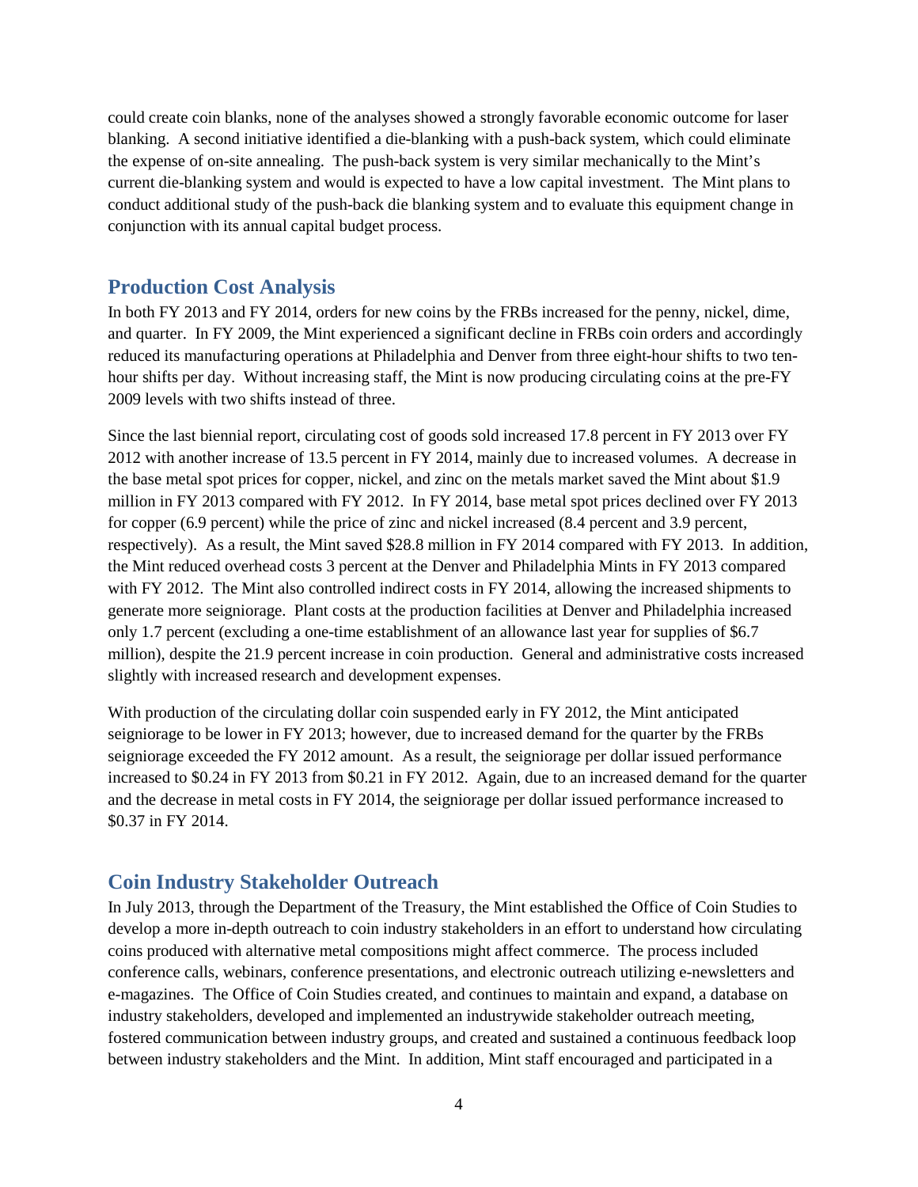could create coin blanks, none of the analyses showed a strongly favorable economic outcome for laser blanking. A second initiative identified a die-blanking with a push-back system, which could eliminate the expense of on-site annealing. The push-back system is very similar mechanically to the Mint's current die-blanking system and would is expected to have a low capital investment. The Mint plans to conduct additional study of the push-back die blanking system and to evaluate this equipment change in conjunction with its annual capital budget process.

## Production Cost Analysis

In both FY 2013 and FY 2014, orders for new coins by the FRBs increased for the penny, nickel, dime, and quarter. In FY 2009, the Mint experienced a significant decline in FRBs coin orders and accordingly reduced its manufacturing operations at Philadelphia and Denver from three eight-hour shifts to two ten-hour shifts per day. Without increasing staff, the Mint is now producing circulating coins at the pre-FY 2009 levels with two shifts instead of three.

Since the last biennial report, circulating cost of goods sold increased 17.8 percent in FY 2013 over FY 2012 with another increase of 13.5 percent in FY 2014, mainly due to increased volumes. A decrease in the base metal spot prices for copper, nickel, and zinc on the metals market saved the Mint about $1.9 million in FY 2013 compared with FY 2012. In FY 2014, base metal spot prices declined over FY 2013 for copper (6.9 percent) while the price of zinc and nickel increased (8.4 percent and 3.9 percent, respectively). As a result, the Mint saved $28.8 million in FY 2014 compared with FY 2013. In addition, the Mint reduced overhead costs 3 percent at the Denver and Philadelphia Mints in FY 2013 compared with FY 2012. The Mint also controlled indirect costs in FY 2014, allowing the increased shipments to generate more seigniorage. Plant costs at the production facilities at Denver and Philadelphia increased only 1.7 percent (excluding a one-time establishment of an allowance last year for supplies of $6.7 million), despite the 21.9 percent increase in coin production. General and administrative costs increased slightly with increased research and development expenses.

With production of the circulating dollar coin suspended early in FY 2012, the Mint anticipated seigniorage to be lower in FY 2013; however, due to increased demand for the quarter by the FRBs seigniorage exceeded the FY 2012 amount. As a result, the seigniorage per dollar issued performance increased to $0.24 in FY 2013 from $0.21 in FY 2012. Again, due to an increased demand for the quarter and the decrease in metal costs in FY 2014, the seigniorage per dollar issued performance increased to $0.37 in FY 2014.

## Coin Industry Stakeholder Outreach

In July 2013, through the Department of the Treasury, the Mint established the Office of Coin Studies to develop a more in-depth outreach to coin industry stakeholders in an effort to understand how circulating coins produced with alternative metal compositions might affect commerce. The process included conference calls, webinars, conference presentations, and electronic outreach utilizing e-newsletters and e-magazines. The Office of Coin Studies created, and continues to maintain and expand, a database on industry stakeholders, developed and implemented an industrywide stakeholder outreach meeting, fostered communication between industry groups, and created and sustained a continuous feedback loop between industry stakeholders and the Mint. In addition, Mint staff encouraged and participated in a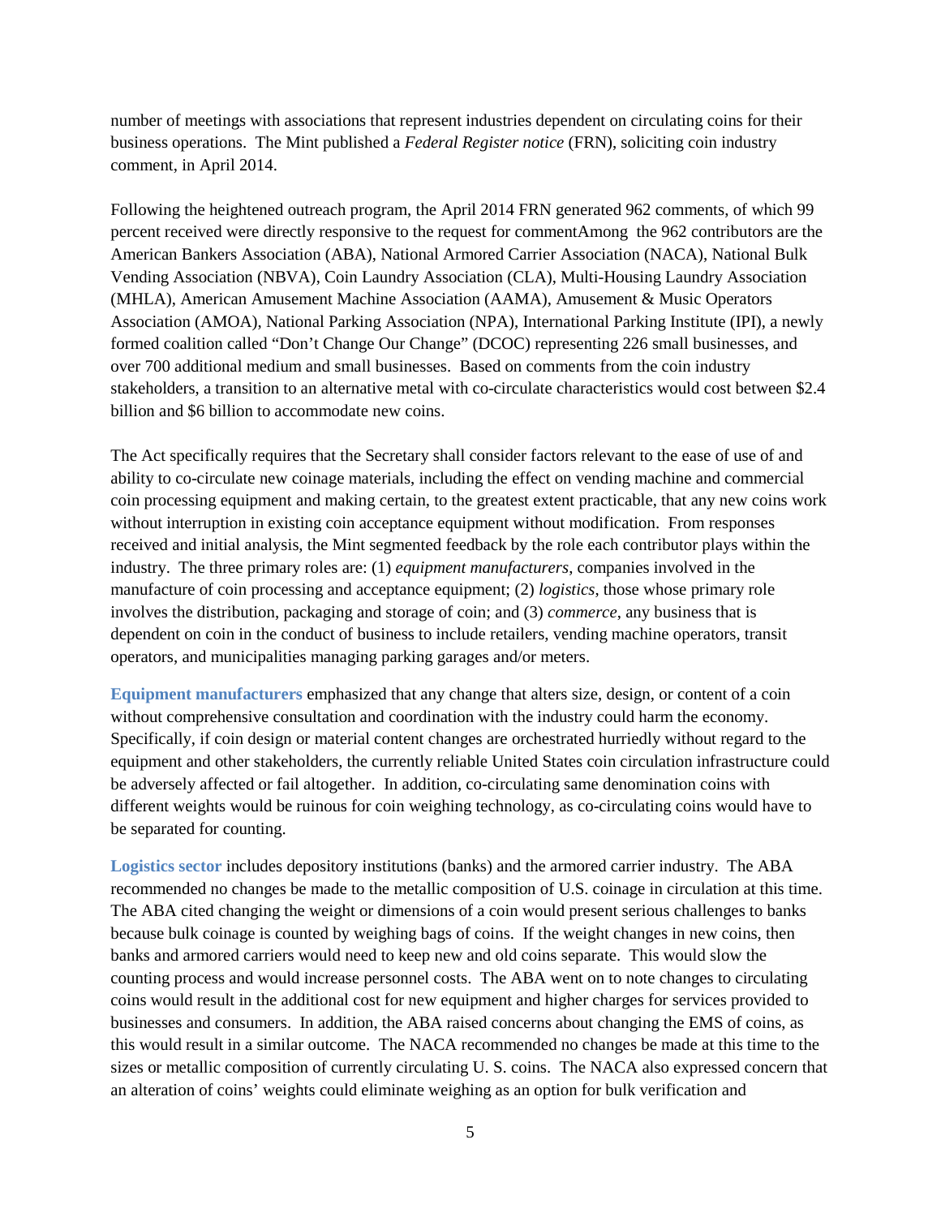number of meetings with associations that represent industries dependent on circulating coins for their business operations. The Mint published a *Federal Register notice* (FRN), soliciting coin industry comment, in April 2014.

Following the heightened outreach program, the April 2014 FRN generated 962 comments, of which 99 percent received were directly responsive to the request for commentAmong the 962 contributors are the American Bankers Association (ABA), National Armored Carrier Association (NACA), National Bulk Vending Association (NBVA), Coin Laundry Association (CLA), Multi-Housing Laundry Association (MHLA), American Amusement Machine Association (AAMA), Amusement & Music Operators Association (AMOA), National Parking Association (NPA), International Parking Institute (IPI), a newly formed coalition called "Don't Change Our Change" (DCOC) representing 226 small businesses, and over 700 additional medium and small businesses. Based on comments from the coin industry stakeholders, a transition to an alternative metal with co-circulate characteristics would cost between $2.4 billion and $6 billion to accommodate new coins.

The Act specifically requires that the Secretary shall consider factors relevant to the ease of use of and ability to co-circulate new coinage materials, including the effect on vending machine and commercial coin processing equipment and making certain, to the greatest extent practicable, that any new coins work without interruption in existing coin acceptance equipment without modification. From responses received and initial analysis, the Mint segmented feedback by the role each contributor plays within the industry. The three primary roles are: (1) *equipment manufacturers*, companies involved in the manufacture of coin processing and acceptance equipment; (2) *logistics*, those whose primary role involves the distribution, packaging and storage of coin; and (3) *commerce*, any business that is dependent on coin in the conduct of business to include retailers, vending machine operators, transit operators, and municipalities managing parking garages and/or meters.

**Equipment manufacturers** emphasized that any change that alters size, design, or content of a coin without comprehensive consultation and coordination with the industry could harm the economy. Specifically, if coin design or material content changes are orchestrated hurriedly without regard to the equipment and other stakeholders, the currently reliable United States coin circulation infrastructure could be adversely affected or fail altogether. In addition, co-circulating same denomination coins with different weights would be ruinous for coin weighing technology, as co-circulating coins would have to be separated for counting.

**Logistics sector** includes depository institutions (banks) and the armored carrier industry. The ABA recommended no changes be made to the metallic composition of U.S. coinage in circulation at this time. The ABA cited changing the weight or dimensions of a coin would present serious challenges to banks because bulk coinage is counted by weighing bags of coins. If the weight changes in new coins, then banks and armored carriers would need to keep new and old coins separate. This would slow the counting process and would increase personnel costs. The ABA went on to note changes to circulating coins would result in the additional cost for new equipment and higher charges for services provided to businesses and consumers. In addition, the ABA raised concerns about changing the EMS of coins, as this would result in a similar outcome. The NACA recommended no changes be made at this time to the sizes or metallic composition of currently circulating U. S. coins. The NACA also expressed concern that an alteration of coins' weights could eliminate weighing as an option for bulk verification and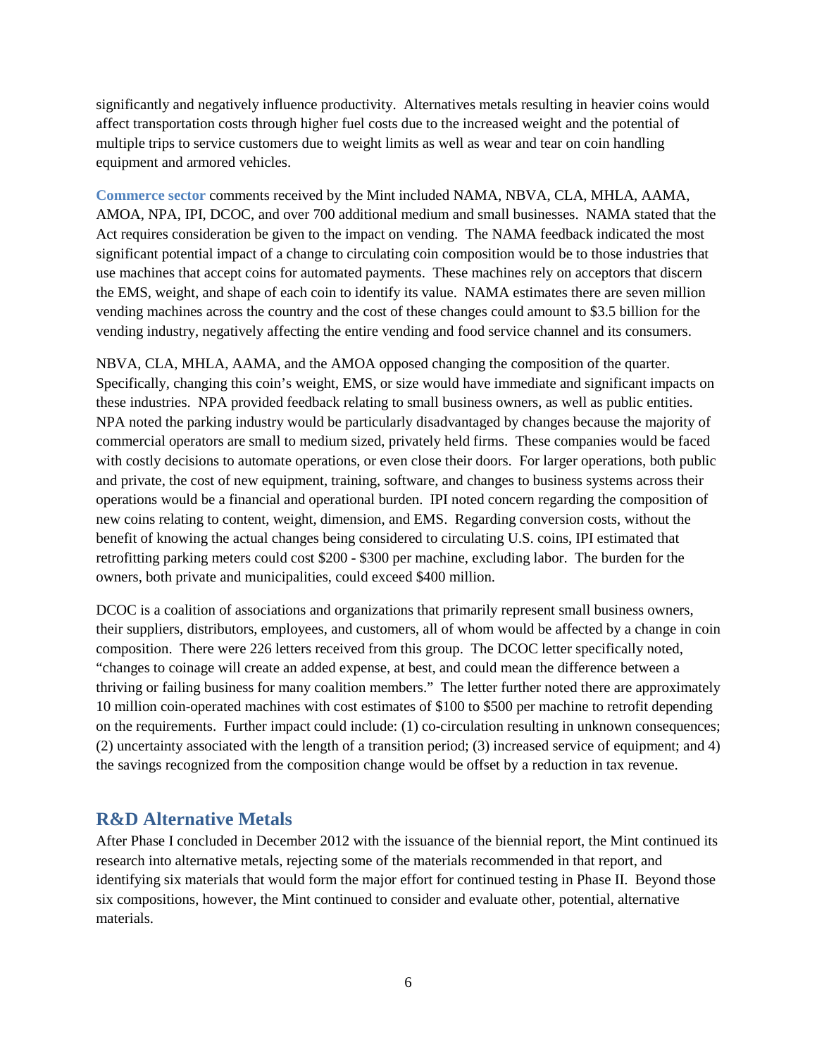significantly and negatively influence productivity. Alternatives metals resulting in heavier coins would affect transportation costs through higher fuel costs due to the increased weight and the potential of multiple trips to service customers due to weight limits as well as wear and tear on coin handling equipment and armored vehicles.

**Commerce sector** comments received by the Mint included NAMA, NBVA, CLA, MHLA, AAMA, AMOA, NPA, IPI, DCOC, and over 700 additional medium and small businesses. NAMA stated that the Act requires consideration be given to the impact on vending. The NAMA feedback indicated the most significant potential impact of a change to circulating coin composition would be to those industries that use machines that accept coins for automated payments. These machines rely on acceptors that discern the EMS, weight, and shape of each coin to identify its value. NAMA estimates there are seven million vending machines across the country and the cost of these changes could amount to $3.5 billion for the vending industry, negatively affecting the entire vending and food service channel and its consumers.

NBVA, CLA, MHLA, AAMA, and the AMOA opposed changing the composition of the quarter. Specifically, changing this coin's weight, EMS, or size would have immediate and significant impacts on these industries. NPA provided feedback relating to small business owners, as well as public entities. NPA noted the parking industry would be particularly disadvantaged by changes because the majority of commercial operators are small to medium sized, privately held firms. These companies would be faced with costly decisions to automate operations, or even close their doors. For larger operations, both public and private, the cost of new equipment, training, software, and changes to business systems across their operations would be a financial and operational burden. IPI noted concern regarding the composition of new coins relating to content, weight, dimension, and EMS. Regarding conversion costs, without the benefit of knowing the actual changes being considered to circulating U.S. coins, IPI estimated that retrofitting parking meters could cost $200 - $300 per machine, excluding labor. The burden for the owners, both private and municipalities, could exceed $400 million.

DCOC is a coalition of associations and organizations that primarily represent small business owners, their suppliers, distributors, employees, and customers, all of whom would be affected by a change in coin composition. There were 226 letters received from this group. The DCOC letter specifically noted, "changes to coinage will create an added expense, at best, and could mean the difference between a thriving or failing business for many coalition members." The letter further noted there are approximately 10 million coin-operated machines with cost estimates of $100 to $500 per machine to retrofit depending on the requirements. Further impact could include: (1) co-circulation resulting in unknown consequences; (2) uncertainty associated with the length of a transition period; (3) increased service of equipment; and 4) the savings recognized from the composition change would be offset by a reduction in tax revenue.

## R&D Alternative Metals

After Phase I concluded in December 2012 with the issuance of the biennial report, the Mint continued its research into alternative metals, rejecting some of the materials recommended in that report, and identifying six materials that would form the major effort for continued testing in Phase II. Beyond those six compositions, however, the Mint continued to consider and evaluate other, potential, alternative materials.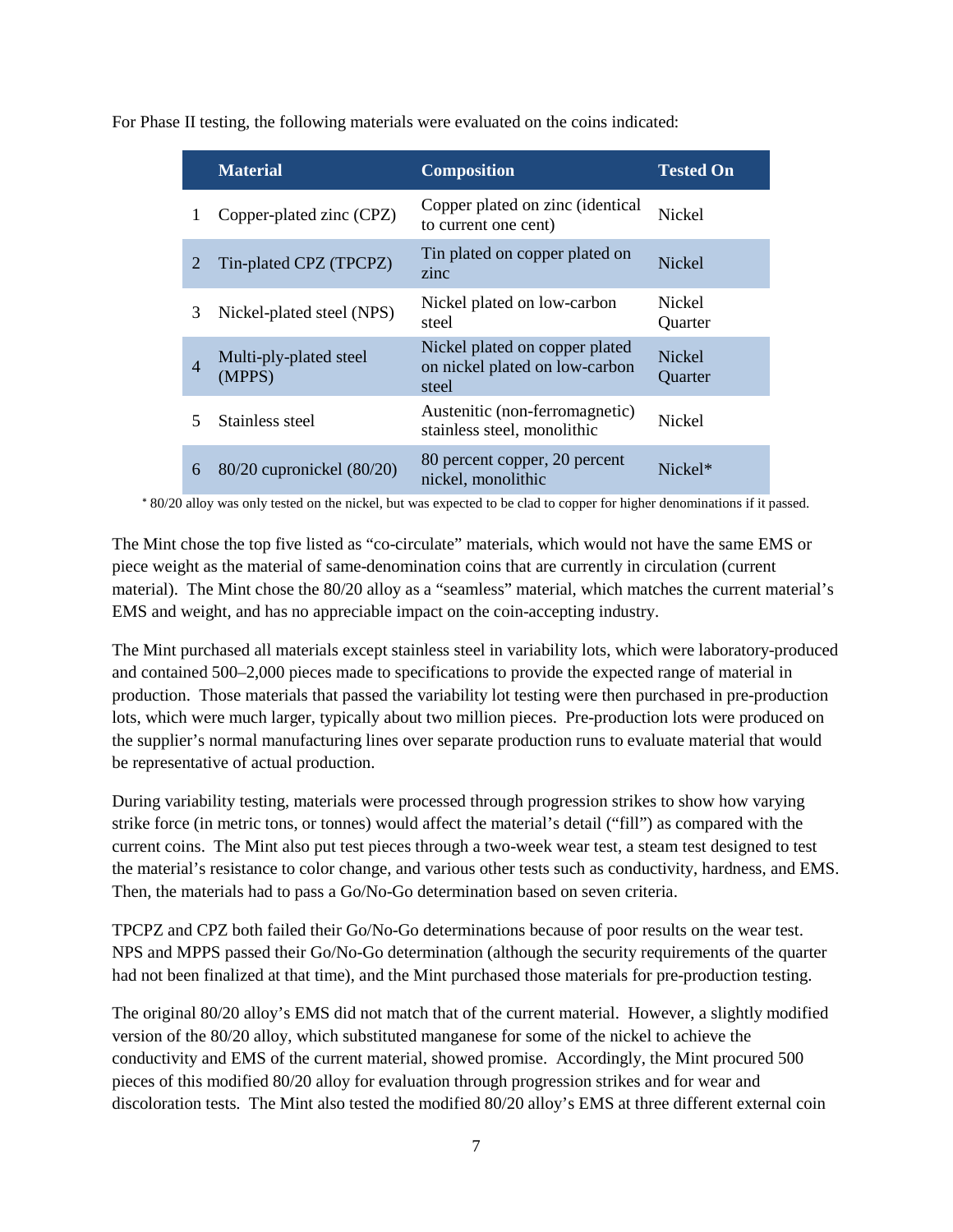For Phase II testing, the following materials were evaluated on the coins indicated:

| | Material | Composition | Tested On |
|---|---|---|---|
| 1 | Copper-plated zinc (CPZ) | Copper plated on zinc (identical to current one cent) | Nickel |
| 2 | Tin-plated CPZ (TPCPZ) | Tin plated on copper plated on zinc | Nickel |
| 3 | Nickel-plated steel (NPS) | Nickel plated on low-carbon steel | Nickel Quarter |
| 4 | Multi-ply-plated steel (MPPS) | Nickel plated on copper plated on nickel plated on low-carbon steel | Nickel Quarter |
| 5 | Stainless steel | Austenitic (non-ferromagnetic) stainless steel, monolithic | Nickel |
| 6 | 80/20 cupronickel (80/20) | 80 percent copper, 20 percent nickel, monolithic | Nickel* |

* 80/20 alloy was only tested on the nickel, but was expected to be clad to copper for higher denominations if it passed.

The Mint chose the top five listed as "co-circulate" materials, which would not have the same EMS or piece weight as the material of same-denomination coins that are currently in circulation (current material). The Mint chose the 80/20 alloy as a "seamless" material, which matches the current material's EMS and weight, and has no appreciable impact on the coin-accepting industry.

The Mint purchased all materials except stainless steel in variability lots, which were laboratory-produced and contained 500–2,000 pieces made to specifications to provide the expected range of material in production. Those materials that passed the variability lot testing were then purchased in pre-production lots, which were much larger, typically about two million pieces. Pre-production lots were produced on the supplier's normal manufacturing lines over separate production runs to evaluate material that would be representative of actual production.

During variability testing, materials were processed through progression strikes to show how varying strike force (in metric tons, or tonnes) would affect the material's detail ("fill") as compared with the current coins. The Mint also put test pieces through a two-week wear test, a steam test designed to test the material's resistance to color change, and various other tests such as conductivity, hardness, and EMS. Then, the materials had to pass a Go/No-Go determination based on seven criteria.

TPCPZ and CPZ both failed their Go/No-Go determinations because of poor results on the wear test. NPS and MPPS passed their Go/No-Go determination (although the security requirements of the quarter had not been finalized at that time), and the Mint purchased those materials for pre-production testing.

The original 80/20 alloy's EMS did not match that of the current material. However, a slightly modified version of the 80/20 alloy, which substituted manganese for some of the nickel to achieve the conductivity and EMS of the current material, showed promise. Accordingly, the Mint procured 500 pieces of this modified 80/20 alloy for evaluation through progression strikes and for wear and discoloration tests. The Mint also tested the modified 80/20 alloy's EMS at three different external coin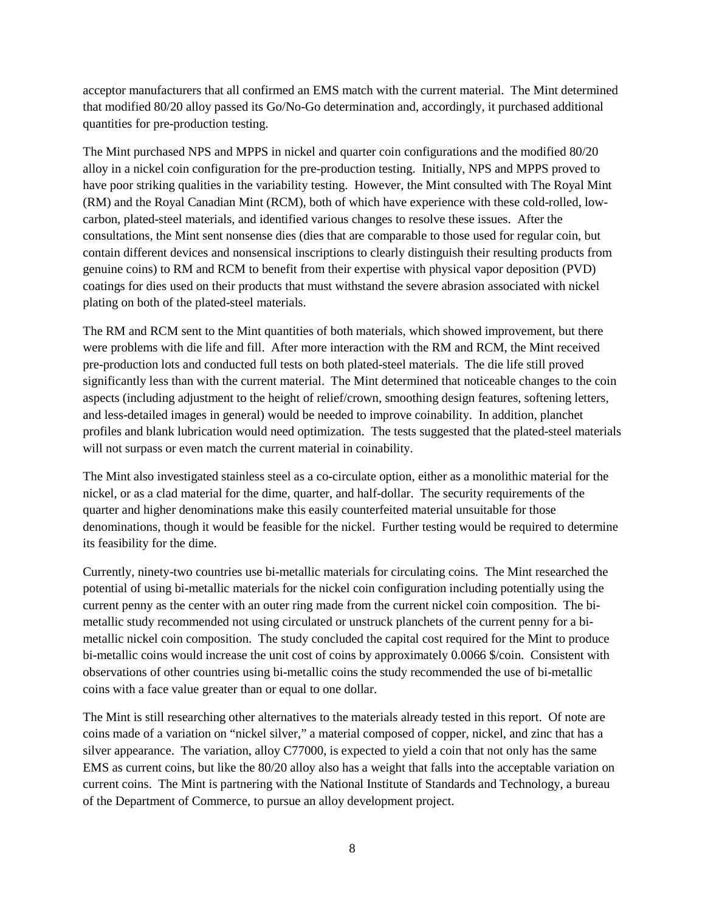acceptor manufacturers that all confirmed an EMS match with the current material. The Mint determined that modified 80/20 alloy passed its Go/No-Go determination and, accordingly, it purchased additional quantities for pre-production testing.

The Mint purchased NPS and MPPS in nickel and quarter coin configurations and the modified 80/20 alloy in a nickel coin configuration for the pre-production testing. Initially, NPS and MPPS proved to have poor striking qualities in the variability testing. However, the Mint consulted with The Royal Mint (RM) and the Royal Canadian Mint (RCM), both of which have experience with these cold-rolled, low-carbon, plated-steel materials, and identified various changes to resolve these issues. After the consultations, the Mint sent nonsense dies (dies that are comparable to those used for regular coin, but contain different devices and nonsensical inscriptions to clearly distinguish their resulting products from genuine coins) to RM and RCM to benefit from their expertise with physical vapor deposition (PVD) coatings for dies used on their products that must withstand the severe abrasion associated with nickel plating on both of the plated-steel materials.

The RM and RCM sent to the Mint quantities of both materials, which showed improvement, but there were problems with die life and fill. After more interaction with the RM and RCM, the Mint received pre-production lots and conducted full tests on both plated-steel materials. The die life still proved significantly less than with the current material. The Mint determined that noticeable changes to the coin aspects (including adjustment to the height of relief/crown, smoothing design features, softening letters, and less-detailed images in general) would be needed to improve coinability. In addition, planchet profiles and blank lubrication would need optimization. The tests suggested that the plated-steel materials will not surpass or even match the current material in coinability.

The Mint also investigated stainless steel as a co-circulate option, either as a monolithic material for the nickel, or as a clad material for the dime, quarter, and half-dollar. The security requirements of the quarter and higher denominations make this easily counterfeited material unsuitable for those denominations, though it would be feasible for the nickel. Further testing would be required to determine its feasibility for the dime.

Currently, ninety-two countries use bi-metallic materials for circulating coins. The Mint researched the potential of using bi-metallic materials for the nickel coin configuration including potentially using the current penny as the center with an outer ring made from the current nickel coin composition. The bi-metallic study recommended not using circulated or unstruck planchets of the current penny for a bi-metallic nickel coin composition. The study concluded the capital cost required for the Mint to produce bi-metallic coins would increase the unit cost of coins by approximately 0.0066 $/coin. Consistent with observations of other countries using bi-metallic coins the study recommended the use of bi-metallic coins with a face value greater than or equal to one dollar.

The Mint is still researching other alternatives to the materials already tested in this report. Of note are coins made of a variation on "nickel silver," a material composed of copper, nickel, and zinc that has a silver appearance. The variation, alloy C77000, is expected to yield a coin that not only has the same EMS as current coins, but like the 80/20 alloy also has a weight that falls into the acceptable variation on current coins. The Mint is partnering with the National Institute of Standards and Technology, a bureau of the Department of Commerce, to pursue an alloy development project.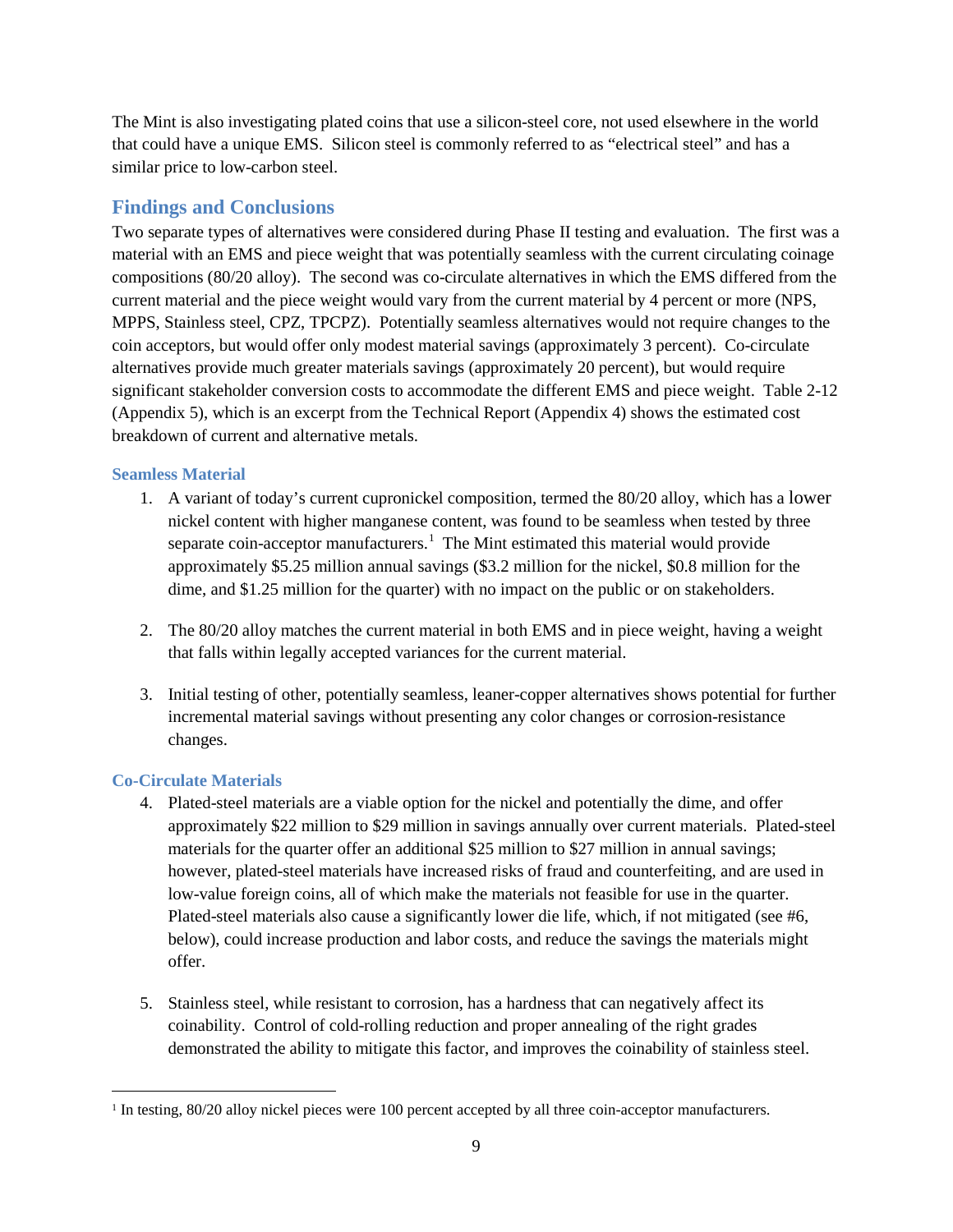The Mint is also investigating plated coins that use a silicon-steel core, not used elsewhere in the world that could have a unique EMS. Silicon steel is commonly referred to as "electrical steel" and has a similar price to low-carbon steel.

## Findings and Conclusions

Two separate types of alternatives were considered during Phase II testing and evaluation. The first was a material with an EMS and piece weight that was potentially seamless with the current circulating coinage compositions (80/20 alloy). The second was co-circulate alternatives in which the EMS differed from the current material and the piece weight would vary from the current material by 4 percent or more (NPS, MPPS, Stainless steel, CPZ, TPCPZ). Potentially seamless alternatives would not require changes to the coin acceptors, but would offer only modest material savings (approximately 3 percent). Co-circulate alternatives provide much greater materials savings (approximately 20 percent), but would require significant stakeholder conversion costs to accommodate the different EMS and piece weight. Table 2-12 (Appendix 5), which is an excerpt from the Technical Report (Appendix 4) shows the estimated cost breakdown of current and alternative metals.

### Seamless Material

1. A variant of today's current cupronickel composition, termed the 80/20 alloy, which has a lower nickel content with higher manganese content, was found to be seamless when tested by three separate coin-acceptor manufacturers.[1] The Mint estimated this material would provide approximately $5.25 million annual savings ($3.2 million for the nickel, $0.8 million for the dime, and $1.25 million for the quarter) with no impact on the public or on stakeholders.

2. The 80/20 alloy matches the current material in both EMS and in piece weight, having a weight that falls within legally accepted variances for the current material.

3. Initial testing of other, potentially seamless, leaner-copper alternatives shows potential for further incremental material savings without presenting any color changes or corrosion-resistance changes.

### Co-Circulate Materials

4. Plated-steel materials are a viable option for the nickel and potentially the dime, and offer approximately $22 million to $29 million in savings annually over current materials. Plated-steel materials for the quarter offer an additional $25 million to $27 million in annual savings; however, plated-steel materials have increased risks of fraud and counterfeiting, and are used in low-value foreign coins, all of which make the materials not feasible for use in the quarter. Plated-steel materials also cause a significantly lower die life, which, if not mitigated (see #6, below), could increase production and labor costs, and reduce the savings the materials might offer.

5. Stainless steel, while resistant to corrosion, has a hardness that can negatively affect its coinability. Control of cold-rolling reduction and proper annealing of the right grades demonstrated the ability to mitigate this factor, and improves the coinability of stainless steel.

---

[1] In testing, 80/20 alloy nickel pieces were 100 percent accepted by all three coin-acceptor manufacturers.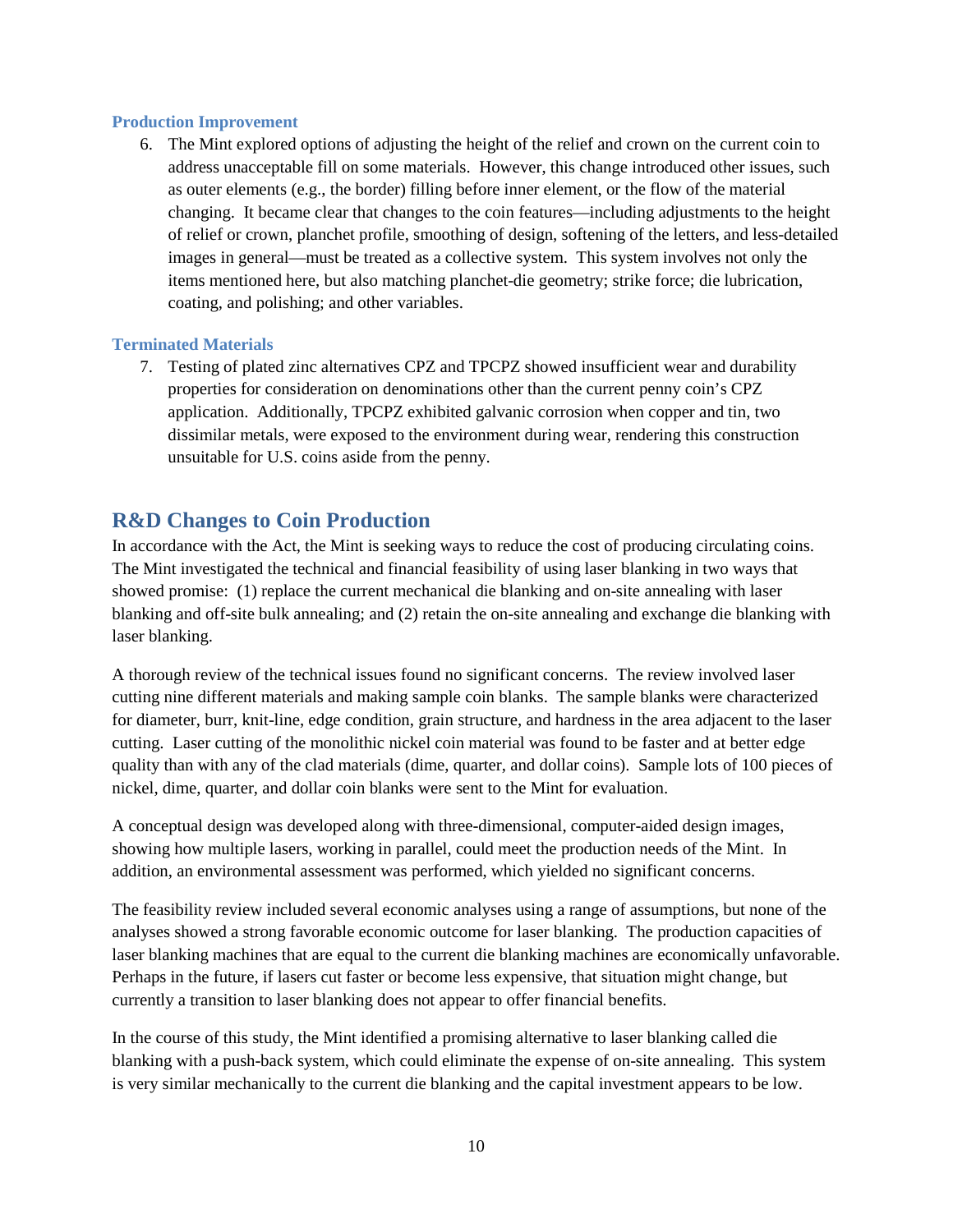### Production Improvement

6. The Mint explored options of adjusting the height of the relief and crown on the current coin to address unacceptable fill on some materials. However, this change introduced other issues, such as outer elements (e.g., the border) filling before inner element, or the flow of the material changing. It became clear that changes to the coin features—including adjustments to the height of relief or crown, planchet profile, smoothing of design, softening of the letters, and less-detailed images in general—must be treated as a collective system. This system involves not only the items mentioned here, but also matching planchet-die geometry; strike force; die lubrication, coating, and polishing; and other variables.

### Terminated Materials

7. Testing of plated zinc alternatives CPZ and TPCPZ showed insufficient wear and durability properties for consideration on denominations other than the current penny coin's CPZ application. Additionally, TPCPZ exhibited galvanic corrosion when copper and tin, two dissimilar metals, were exposed to the environment during wear, rendering this construction unsuitable for U.S. coins aside from the penny.

## R&D Changes to Coin Production

In accordance with the Act, the Mint is seeking ways to reduce the cost of producing circulating coins. The Mint investigated the technical and financial feasibility of using laser blanking in two ways that showed promise: (1) replace the current mechanical die blanking and on-site annealing with laser blanking and off-site bulk annealing; and (2) retain the on-site annealing and exchange die blanking with laser blanking.

A thorough review of the technical issues found no significant concerns. The review involved laser cutting nine different materials and making sample coin blanks. The sample blanks were characterized for diameter, burr, knit-line, edge condition, grain structure, and hardness in the area adjacent to the laser cutting. Laser cutting of the monolithic nickel coin material was found to be faster and at better edge quality than with any of the clad materials (dime, quarter, and dollar coins). Sample lots of 100 pieces of nickel, dime, quarter, and dollar coin blanks were sent to the Mint for evaluation.

A conceptual design was developed along with three-dimensional, computer-aided design images, showing how multiple lasers, working in parallel, could meet the production needs of the Mint. In addition, an environmental assessment was performed, which yielded no significant concerns.

The feasibility review included several economic analyses using a range of assumptions, but none of the analyses showed a strong favorable economic outcome for laser blanking. The production capacities of laser blanking machines that are equal to the current die blanking machines are economically unfavorable. Perhaps in the future, if lasers cut faster or become less expensive, that situation might change, but currently a transition to laser blanking does not appear to offer financial benefits.

In the course of this study, the Mint identified a promising alternative to laser blanking called die blanking with a push-back system, which could eliminate the expense of on-site annealing. This system is very similar mechanically to the current die blanking and the capital investment appears to be low.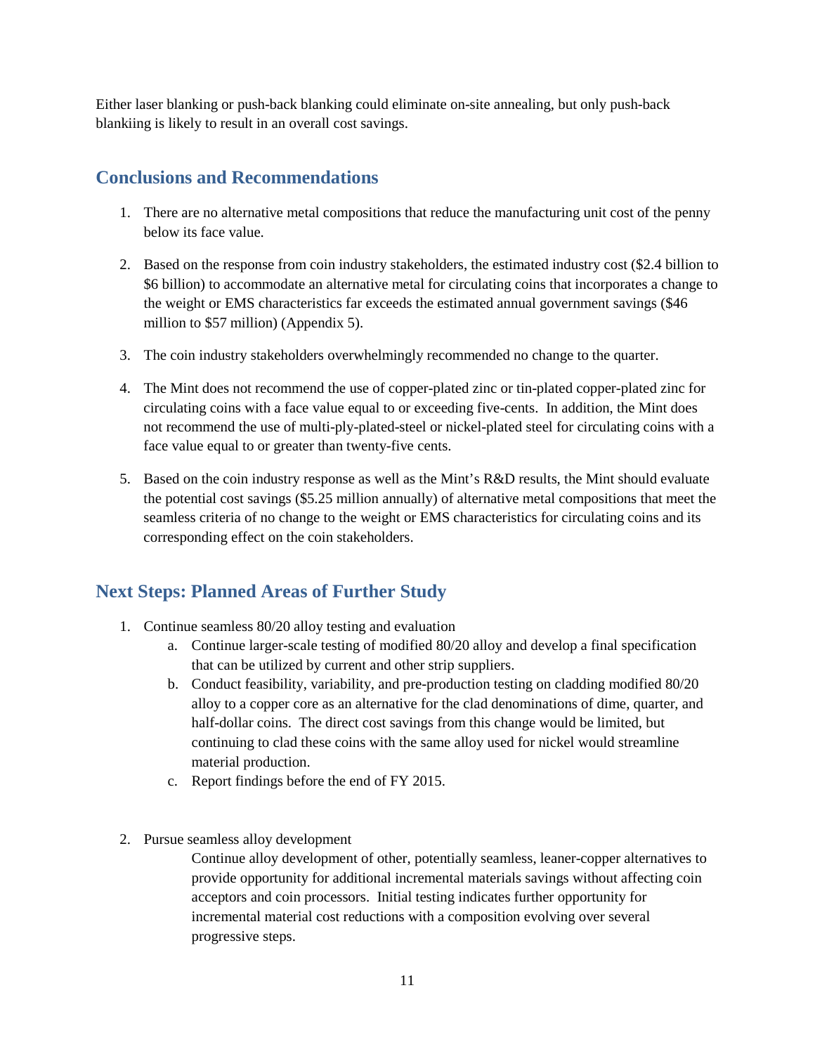Either laser blanking or push-back blanking could eliminate on-site annealing, but only push-back blankiing is likely to result in an overall cost savings.

## Conclusions and Recommendations

1. There are no alternative metal compositions that reduce the manufacturing unit cost of the penny below its face value.

2. Based on the response from coin industry stakeholders, the estimated industry cost ($2.4 billion to $6 billion) to accommodate an alternative metal for circulating coins that incorporates a change to the weight or EMS characteristics far exceeds the estimated annual government savings ($46 million to $57 million) (Appendix 5).

3. The coin industry stakeholders overwhelmingly recommended no change to the quarter.

4. The Mint does not recommend the use of copper-plated zinc or tin-plated copper-plated zinc for circulating coins with a face value equal to or exceeding five-cents. In addition, the Mint does not recommend the use of multi-ply-plated-steel or nickel-plated steel for circulating coins with a face value equal to or greater than twenty-five cents.

5. Based on the coin industry response as well as the Mint's R&D results, the Mint should evaluate the potential cost savings ($5.25 million annually) of alternative metal compositions that meet the seamless criteria of no change to the weight or EMS characteristics for circulating coins and its corresponding effect on the coin stakeholders.

## Next Steps: Planned Areas of Further Study

1. Continue seamless 80/20 alloy testing and evaluation
   a. Continue larger-scale testing of modified 80/20 alloy and develop a final specification that can be utilized by current and other strip suppliers.
   b. Conduct feasibility, variability, and pre-production testing on cladding modified 80/20 alloy to a copper core as an alternative for the clad denominations of dime, quarter, and half-dollar coins. The direct cost savings from this change would be limited, but continuing to clad these coins with the same alloy used for nickel would streamline material production.
   c. Report findings before the end of FY 2015.

2. Pursue seamless alloy development

   Continue alloy development of other, potentially seamless, leaner-copper alternatives to provide opportunity for additional incremental materials savings without affecting coin acceptors and coin processors. Initial testing indicates further opportunity for incremental material cost reductions with a composition evolving over several progressive steps.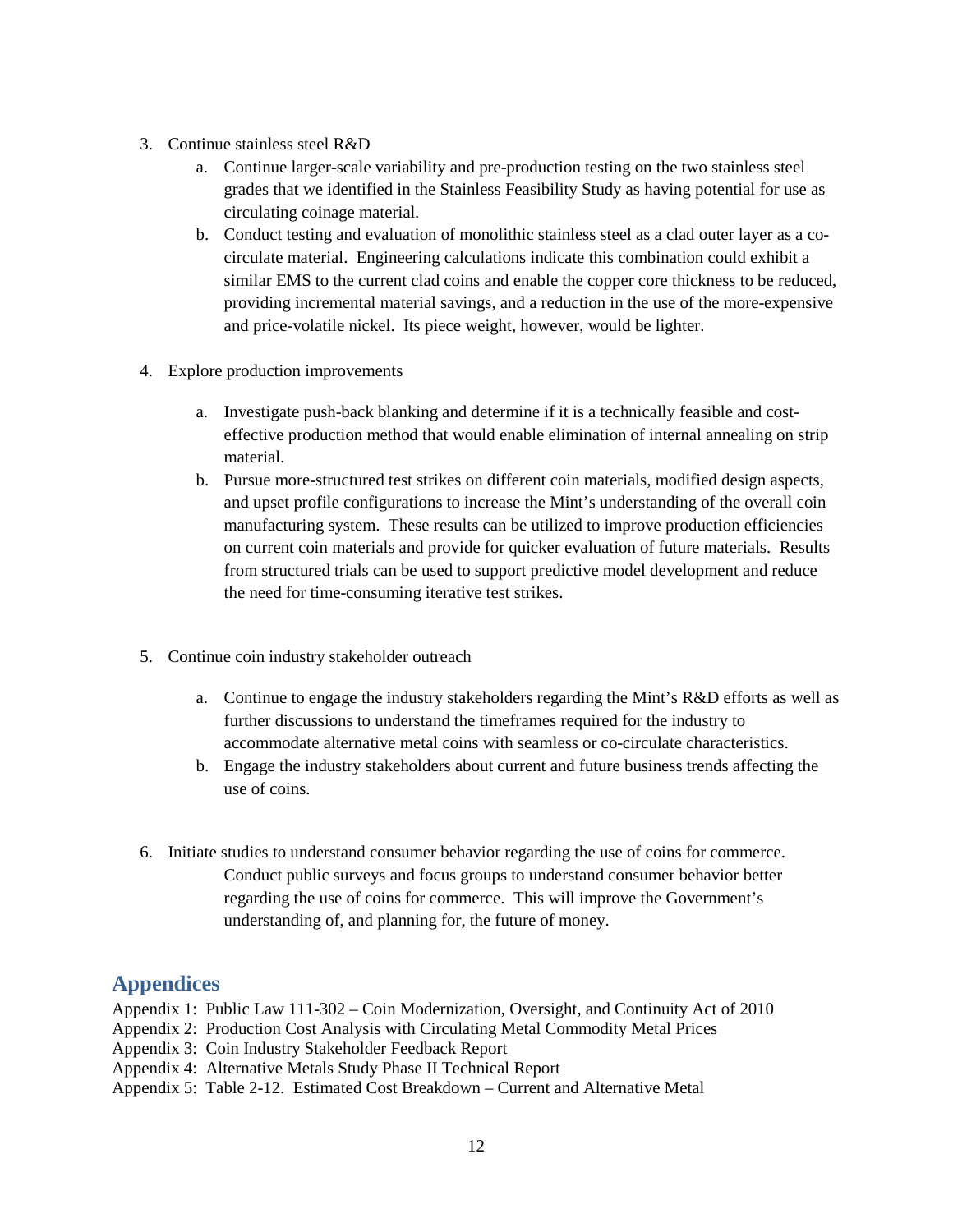3. Continue stainless steel R&D
    a. Continue larger-scale variability and pre-production testing on the two stainless steel grades that we identified in the Stainless Feasibility Study as having potential for use as circulating coinage material.
    b. Conduct testing and evaluation of monolithic stainless steel as a clad outer layer as a co-circulate material. Engineering calculations indicate this combination could exhibit a similar EMS to the current clad coins and enable the copper core thickness to be reduced, providing incremental material savings, and a reduction in the use of the more-expensive and price-volatile nickel. Its piece weight, however, would be lighter.

4. Explore production improvements
    a. Investigate push-back blanking and determine if it is a technically feasible and cost-effective production method that would enable elimination of internal annealing on strip material.
    b. Pursue more-structured test strikes on different coin materials, modified design aspects, and upset profile configurations to increase the Mint's understanding of the overall coin manufacturing system. These results can be utilized to improve production efficiencies on current coin materials and provide for quicker evaluation of future materials. Results from structured trials can be used to support predictive model development and reduce the need for time-consuming iterative test strikes.

5. Continue coin industry stakeholder outreach
    a. Continue to engage the industry stakeholders regarding the Mint's R&D efforts as well as further discussions to understand the timeframes required for the industry to accommodate alternative metal coins with seamless or co-circulate characteristics.
    b. Engage the industry stakeholders about current and future business trends affecting the use of coins.

6. Initiate studies to understand consumer behavior regarding the use of coins for commerce. Conduct public surveys and focus groups to understand consumer behavior better regarding the use of coins for commerce. This will improve the Government's understanding of, and planning for, the future of money.

## Appendices

Appendix 1: Public Law 111-302 – Coin Modernization, Oversight, and Continuity Act of 2010
Appendix 2: Production Cost Analysis with Circulating Metal Commodity Metal Prices
Appendix 3: Coin Industry Stakeholder Feedback Report
Appendix 4: Alternative Metals Study Phase II Technical Report
Appendix 5: Table 2-12. Estimated Cost Breakdown – Current and Alternative Metal